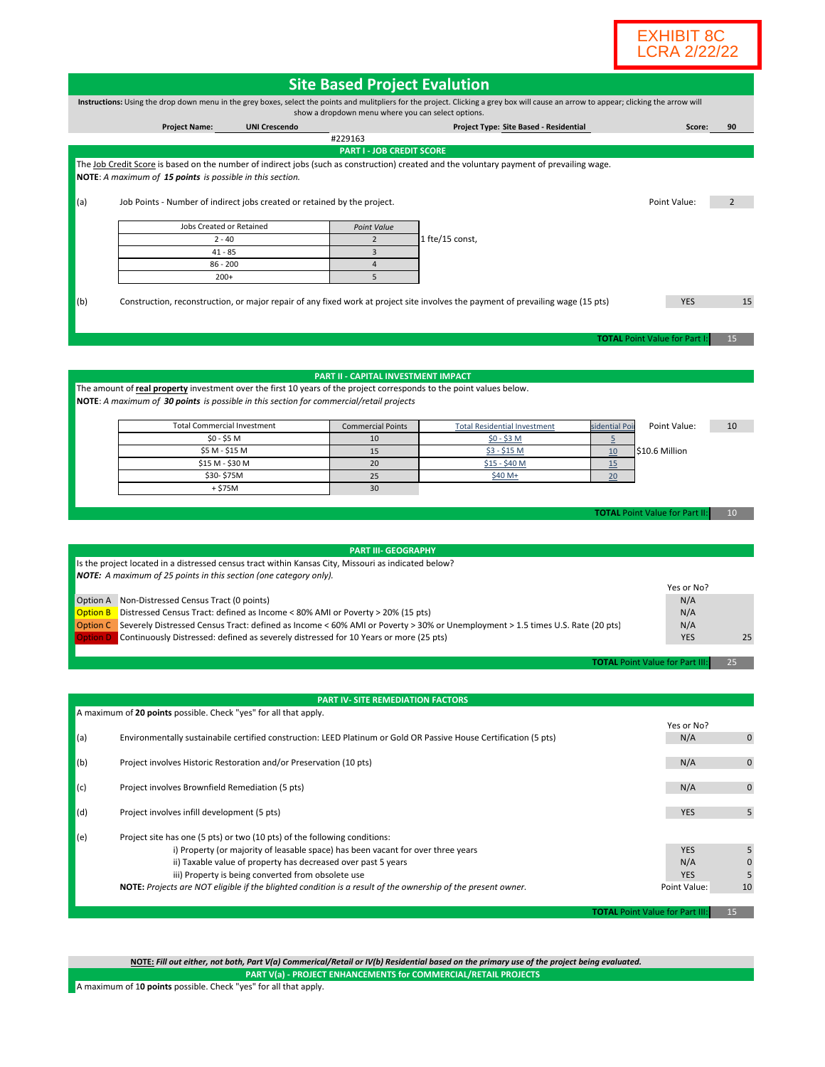EXHIBIT 8C
LCRA 2/22/22

# Site Based Project Evalution

**Instructions:** Using the drop down menu in the grey boxes, select the points and mulitpliers for the project. Clicking a grey box will cause an arrow to appear; clicking the arrow will show a dropdown menu where you can select options.

**Project Name:** UNI Crescendo | **Project Type:** Site Based - Residential | **Score:** 90

#229163

## PART I - JOB CREDIT SCORE

The Job Credit Score is based on the number of indirect jobs (such as construction) created and the voluntary payment of prevailing wage.
**NOTE**: *A maximum of **15 points** is possible in this section.*

(a) Job Points - Number of indirect jobs created or retained by the project. Point Value: 2

| Jobs Created or Retained | *Point Value* |
|---|---|
| 2 - 40 | 2 |
| 41 - 85 | 3 |
| 86 - 200 | 4 |
| 200+ | 5 |

1 fte/15 const,

(b) Construction, reconstruction, or major repair of any fixed work at project site involves the payment of prevailing wage (15 pts) YES 15

**TOTAL** Point Value for Part I: 15

## PART II - CAPITAL INVESTMENT IMPACT

The amount of **real property** investment over the first 10 years of the project corresponds to the point values below.
**NOTE**: *A maximum of **30 points** is possible in this section for commercial/retail projects*

| Total Commercial Investment | Commercial Points | Total Residential Investment | Residential Points |
|---|---|---|---|
| $0 - $5 M | 10 | $0 - $3 M | 5 |
| $5 M - $15 M | 15 | $3 - $15 M | 10 |
| $15 M - $30 M | 20 | $15 - $40 M | 15 |
| $30- $75M | 25 | $40 M+ | 20 |
| + $75M | 30 | | |

Point Value: 10

$10.6 Million

**TOTAL** Point Value for Part II: 10

## PART III- GEOGRAPHY

Is the project located in a distressed census tract within Kansas City, Missouri as indicated below?
***NOTE:** A maximum of 25 points in this section (one category only).*

| | | Yes or No? | |
|---|---|---|---|
| Option A | Non-Distressed Census Tract (0 points) | N/A | |
| Option B | Distressed Census Tract: defined as Income < 80% AMI or Poverty > 20% (15 pts) | N/A | |
| Option C | Severely Distressed Census Tract: defined as Income < 60% AMI or Poverty > 30% or Unemployment > 1.5 times U.S. Rate (20 pts) | N/A | |
| Option D | Continuously Distressed: defined as severely distressed for 10 Years or more (25 pts) | YES | 25 |

**TOTAL** Point Value for Part III: 25

## PART IV- SITE REMEDIATION FACTORS

A maximum of **20 points** possible. Check "yes" for all that apply.

| | | Yes or No? | |
|---|---|---|---|
| (a) | Environmentally sustainabile certified construction: LEED Platinum or Gold OR Passive House Certification (5 pts) | N/A | 0 |
| (b) | Project involves Historic Restoration and/or Preservation (10 pts) | N/A | 0 |
| (c) | Project involves Brownfield Remediation (5 pts) | N/A | 0 |
| (d) | Project involves infill development (5 pts) | YES | 5 |
| (e) | Project site has one (5 pts) or two (10 pts) of the following conditions: | | |
| | i) Property (or majority of leasable space) has been vacant for over three years | YES | 5 |
| | ii) Taxable value of property has decreased over past 5 years | N/A | 0 |
| | iii) Property is being converted from obsolete use | YES | 5 |
| | **NOTE:** *Projects are NOT eligible if the blighted condition is a result of the ownership of the present owner.* | Point Value: | 10 |

**TOTAL** Point Value for Part III: 15

***NOTE:** Fill out either, not both, Part V(a) Commerical/Retail or IV(b) Residential based on the primary use of the project being evaluated.*

## PART V(a) - PROJECT ENHANCEMENTS for COMMERCIAL/RETAIL PROJECTS

A maximum of 1**0 points** possible. Check "yes" for all that apply.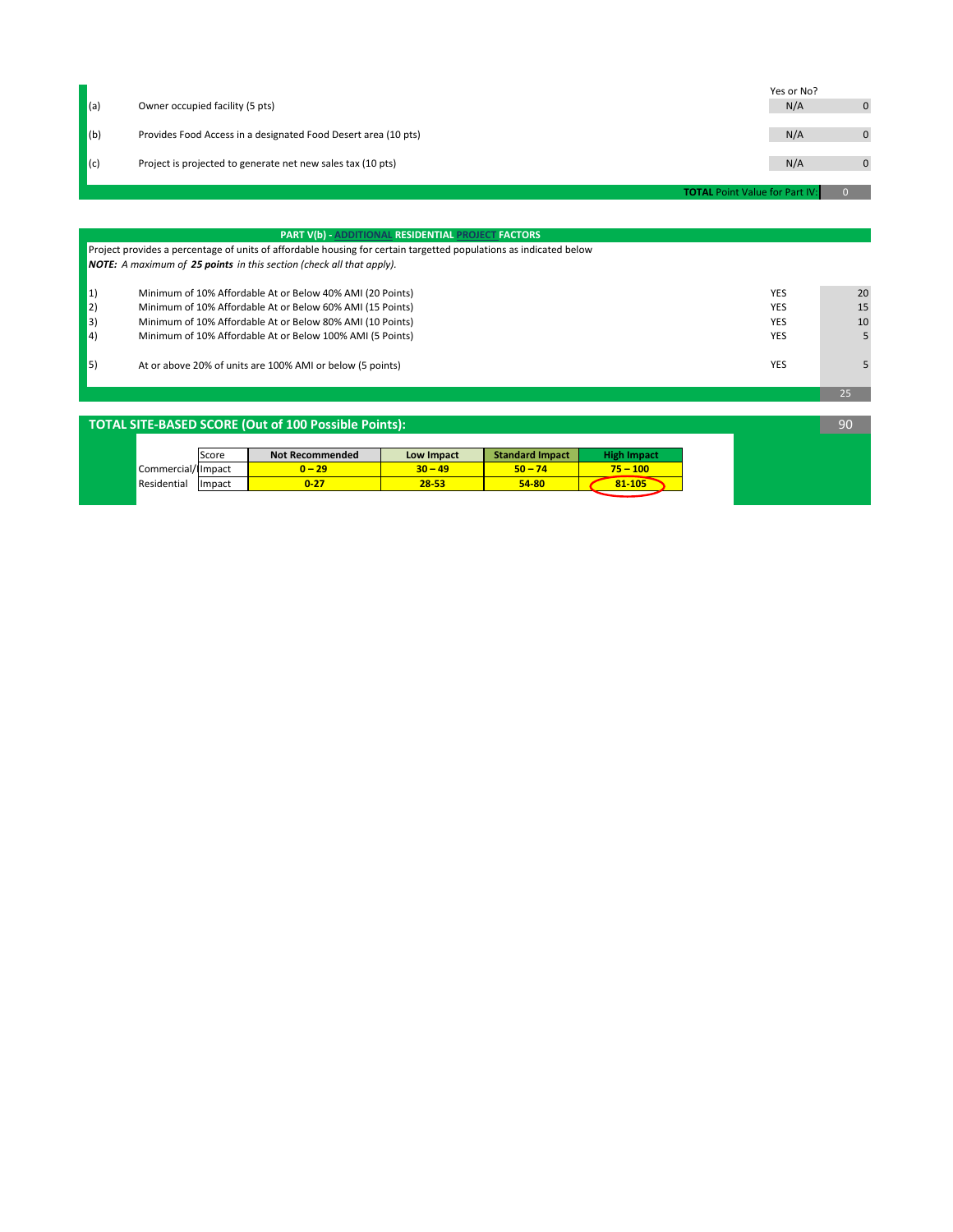| | | Yes or No? | |
|---|---|---|---|
| (a) | Owner occupied facility (5 pts) | N/A | 0 |
| (b) | Provides Food Access in a designated Food Desert area (10 pts) | N/A | 0 |
| (c) | Project is projected to generate net new sales tax (10 pts) | N/A | 0 |
| | | **TOTAL** Point Value for Part IV: | 0 |

## PART V(b) - ADDITIONAL RESIDENTIAL PROJECT FACTORS

Project provides a percentage of units of affordable housing for certain targetted populations as indicated below

***NOTE:*** *A maximum of* ***25 points*** *in this section (check all that apply).*

| | | | |
|---|---|---|---|
| 1) | Minimum of 10% Affordable At or Below 40% AMI (20 Points) | YES | 20 |
| 2) | Minimum of 10% Affordable At or Below 60% AMI (15 Points) | YES | 15 |
| 3) | Minimum of 10% Affordable At or Below 80% AMI (10 Points) | YES | 10 |
| 4) | Minimum of 10% Affordable At or Below 100% AMI (5 Points) | YES | 5 |
| 5) | At or above 20% of units are 100% AMI or below (5 points) | YES | 5 |
| | | | 25 |

## TOTAL SITE-BASED SCORE (Out of 100 Possible Points): 90

| | Score | Not Recommended | Low Impact | Standard Impact | High Impact |
|---|---|---|---|---|---|
| Commercial/I | Impact | 0 – 29 | 30 – 49 | 50 – 74 | 75 – 100 |
| Residential | Impact | 0-27 | 28-53 | 54-80 | 81-105 |